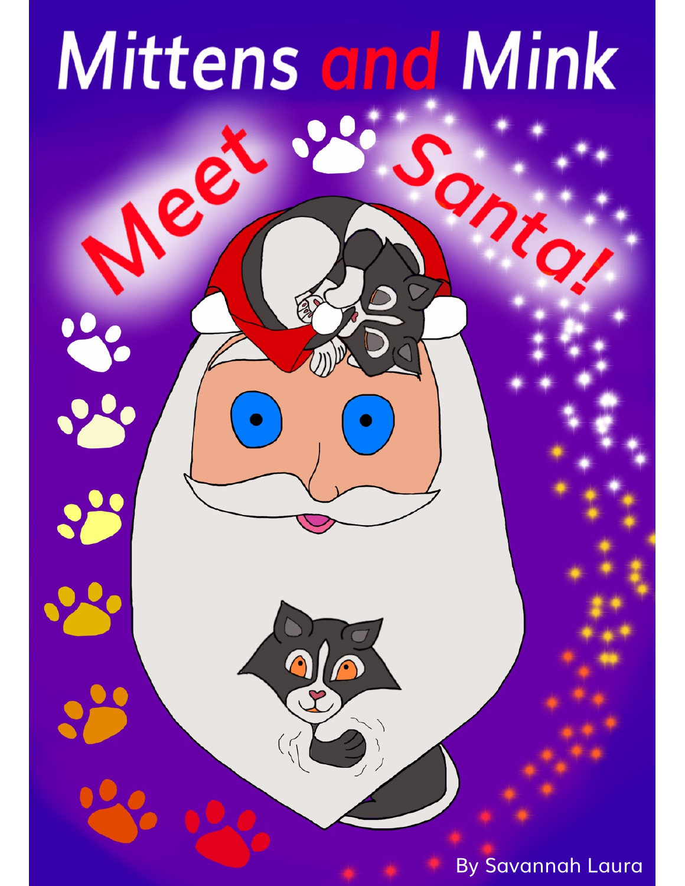# Mittens and Mink Meet Santa!

By Savannah Laura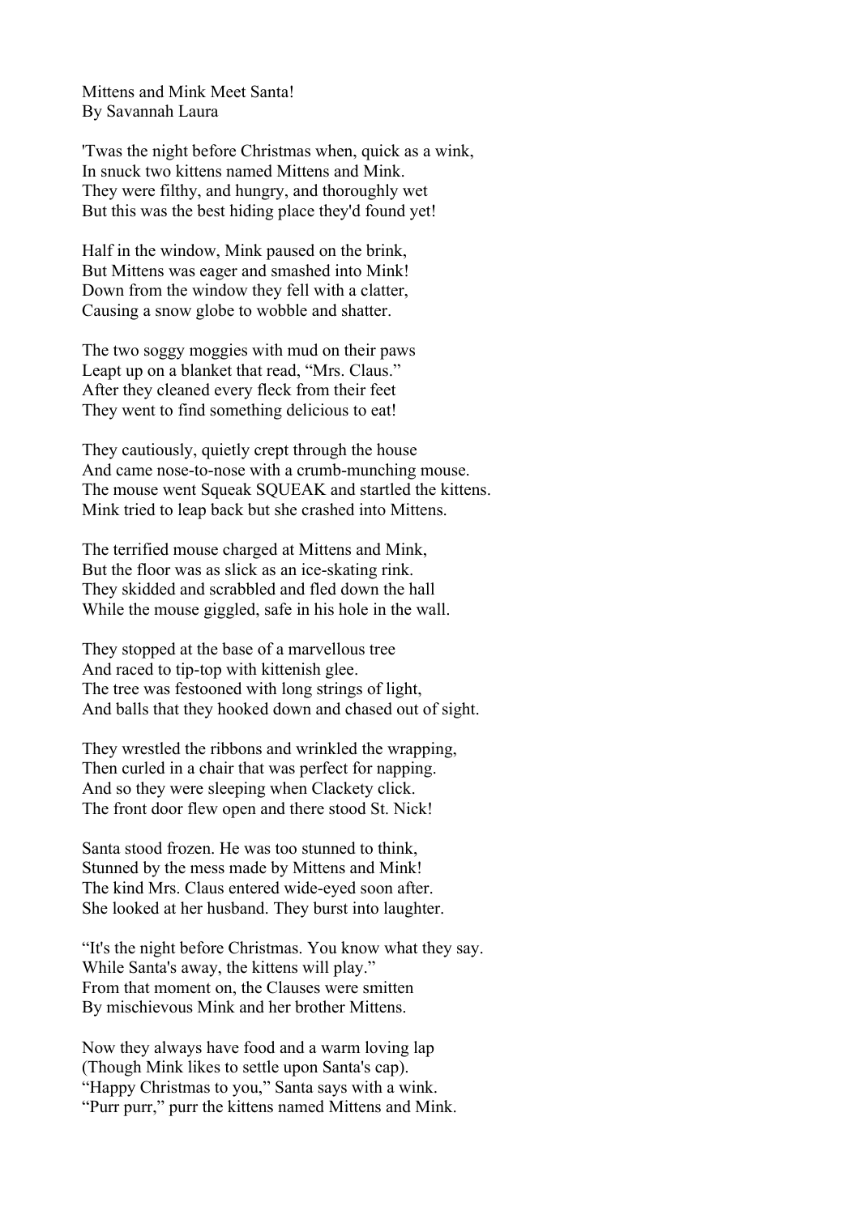Mittens and Mink Meet Santa!
By Savannah Laura

'Twas the night before Christmas when, quick as a wink,
In snuck two kittens named Mittens and Mink.
They were filthy, and hungry, and thoroughly wet
But this was the best hiding place they'd found yet!

Half in the window, Mink paused on the brink,
But Mittens was eager and smashed into Mink!
Down from the window they fell with a clatter,
Causing a snow globe to wobble and shatter.

The two soggy moggies with mud on their paws
Leapt up on a blanket that read, "Mrs. Claus."
After they cleaned every fleck from their feet
They went to find something delicious to eat!

They cautiously, quietly crept through the house
And came nose-to-nose with a crumb-munching mouse.
The mouse went Squeak SQUEAK and startled the kittens.
Mink tried to leap back but she crashed into Mittens.

The terrified mouse charged at Mittens and Mink,
But the floor was as slick as an ice-skating rink.
They skidded and scrabbled and fled down the hall
While the mouse giggled, safe in his hole in the wall.

They stopped at the base of a marvellous tree
And raced to tip-top with kittenish glee.
The tree was festooned with long strings of light,
And balls that they hooked down and chased out of sight.

They wrestled the ribbons and wrinkled the wrapping,
Then curled in a chair that was perfect for napping.
And so they were sleeping when Clackety click.
The front door flew open and there stood St. Nick!

Santa stood frozen. He was too stunned to think,
Stunned by the mess made by Mittens and Mink!
The kind Mrs. Claus entered wide-eyed soon after.
She looked at her husband. They burst into laughter.

"It's the night before Christmas. You know what they say.
While Santa's away, the kittens will play."
From that moment on, the Clauses were smitten
By mischievous Mink and her brother Mittens.

Now they always have food and a warm loving lap
(Though Mink likes to settle upon Santa's cap).
"Happy Christmas to you," Santa says with a wink.
"Purr purr," purr the kittens named Mittens and Mink.